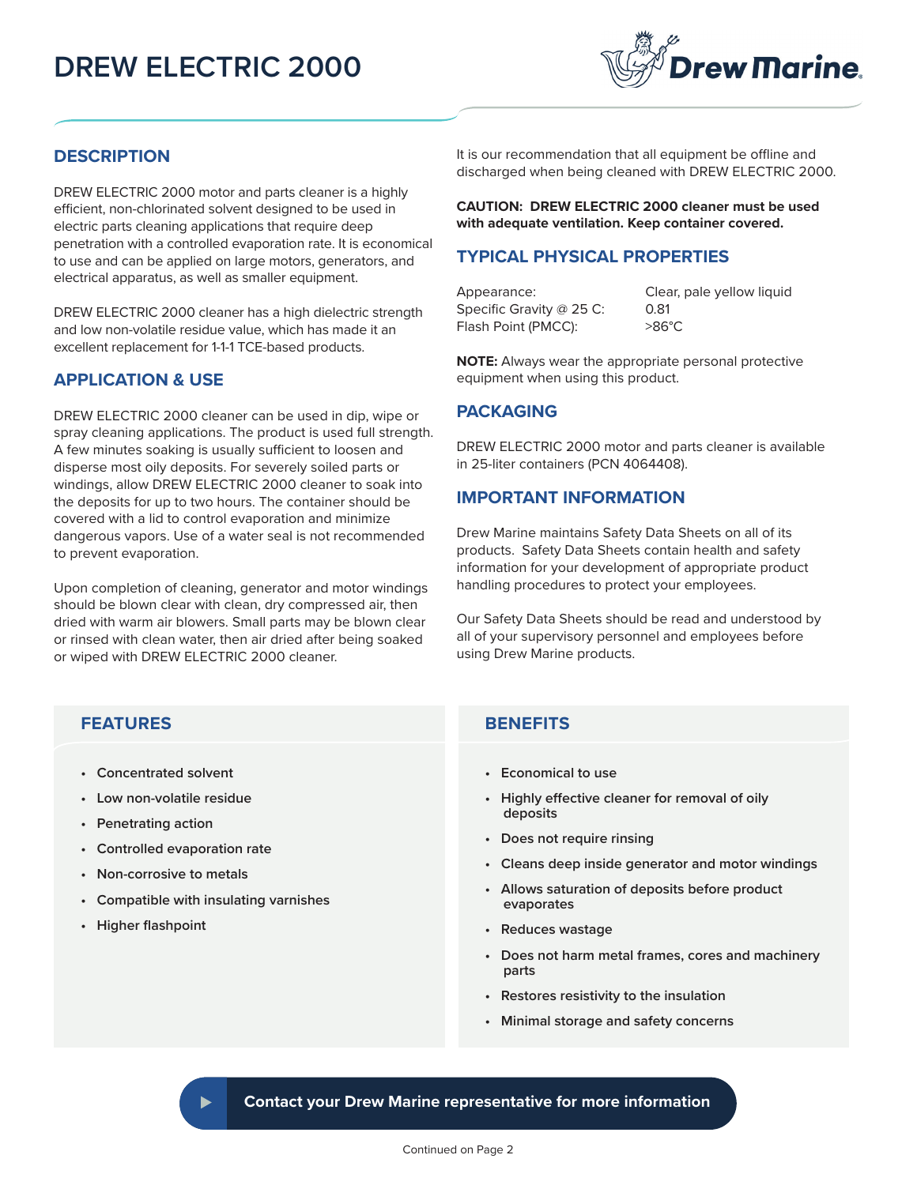# DREW ELECTRIC 2000

## DESCRIPTION

DREW ELECTRIC 2000 motor and parts cleaner is a highly efficient, non-chlorinated solvent designed to be used in electric parts cleaning applications that require deep penetration with a controlled evaporation rate. It is economical to use and can be applied on large motors, generators, and electrical apparatus, as well as smaller equipment.

DREW ELECTRIC 2000 cleaner has a high dielectric strength and low non-volatile residue value, which has made it an excellent replacement for 1-1-1 TCE-based products.

## APPLICATION & USE

DREW ELECTRIC 2000 cleaner can be used in dip, wipe or spray cleaning applications. The product is used full strength. A few minutes soaking is usually sufficient to loosen and disperse most oily deposits. For severely soiled parts or windings, allow DREW ELECTRIC 2000 cleaner to soak into the deposits for up to two hours. The container should be covered with a lid to control evaporation and minimize dangerous vapors. Use of a water seal is not recommended to prevent evaporation.

Upon completion of cleaning, generator and motor windings should be blown clear with clean, dry compressed air, then dried with warm air blowers. Small parts may be blown clear or rinsed with clean water, then air dried after being soaked or wiped with DREW ELECTRIC 2000 cleaner.

It is our recommendation that all equipment be offline and discharged when being cleaned with DREW ELECTRIC 2000.

**CAUTION: DREW ELECTRIC 2000 cleaner must be used with adequate ventilation. Keep container covered.**

## TYPICAL PHYSICAL PROPERTIES

| | |
|---|---|
| Appearance: | Clear, pale yellow liquid |
| Specific Gravity @ 25 C: | 0.81 |
| Flash Point (PMCC): | >86°C |

**NOTE:** Always wear the appropriate personal protective equipment when using this product.

## PACKAGING

DREW ELECTRIC 2000 motor and parts cleaner is available in 25-liter containers (PCN 4064408).

## IMPORTANT INFORMATION

Drew Marine maintains Safety Data Sheets on all of its products. Safety Data Sheets contain health and safety information for your development of appropriate product handling procedures to protect your employees.

Our Safety Data Sheets should be read and understood by all of your supervisory personnel and employees before using Drew Marine products.

## FEATURES

- Concentrated solvent
- Low non-volatile residue
- Penetrating action
- Controlled evaporation rate
- Non-corrosive to metals
- Compatible with insulating varnishes
- Higher flashpoint

## BENEFITS

- Economical to use
- Highly effective cleaner for removal of oily deposits
- Does not require rinsing
- Cleans deep inside generator and motor windings
- Allows saturation of deposits before product evaporates
- Reduces wastage
- Does not harm metal frames, cores and machinery parts
- Restores resistivity to the insulation
- Minimal storage and safety concerns

**Contact your Drew Marine representative for more information**

Continued on Page 2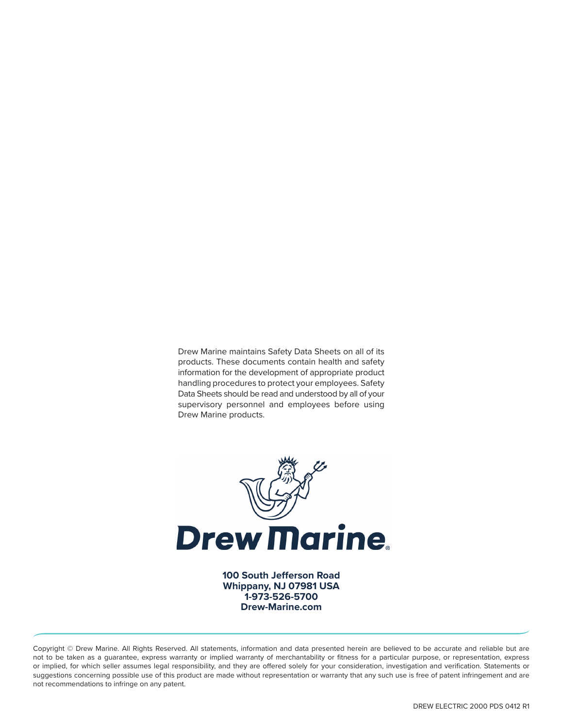Drew Marine maintains Safety Data Sheets on all of its products. These documents contain health and safety information for the development of appropriate product handling procedures to protect your employees. Safety Data Sheets should be read and understood by all of your supervisory personnel and employees before using Drew Marine products.

**Drew Marine**

**100 South Jefferson Road**
**Whippany, NJ 07981 USA**
**1-973-526-5700**
**Drew-Marine.com**

Copyright © Drew Marine. All Rights Reserved. All statements, information and data presented herein are believed to be accurate and reliable but are not to be taken as a guarantee, express warranty or implied warranty of merchantability or fitness for a particular purpose, or representation, express or implied, for which seller assumes legal responsibility, and they are offered solely for your consideration, investigation and verification. Statements or suggestions concerning possible use of this product are made without representation or warranty that any such use is free of patent infringement and are not recommendations to infringe on any patent.

DREW ELECTRIC 2000 PDS 0412 R1